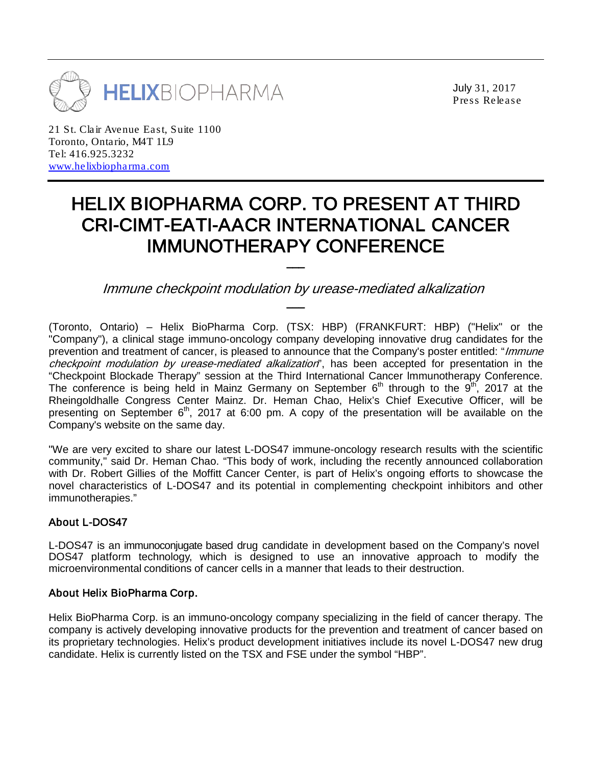HELIXBIOPHARMA

July 31, 2017
Press Release

21 St. Clair Avenue East, Suite 1100
Toronto, Ontario, M4T 1L9
Tel: 416.925.3232
www.helixbiopharma.com

# HELIX BIOPHARMA CORP. TO PRESENT AT THIRD CRI-CIMT-EATI-AACR INTERNATIONAL CANCER IMMUNOTHERAPY CONFERENCE

*Immune checkpoint modulation by urease-mediated alkalization*

(Toronto, Ontario) – Helix BioPharma Corp. (TSX: HBP) (FRANKFURT: HBP) ("Helix" or the "Company"), a clinical stage immuno-oncology company developing innovative drug candidates for the prevention and treatment of cancer, is pleased to announce that the Company's poster entitled: "*Immune checkpoint modulation by urease-mediated alkalization*", has been accepted for presentation in the "Checkpoint Blockade Therapy" session at the Third International Cancer Immunotherapy Conference. The conference is being held in Mainz Germany on September 6th through to the 9th, 2017 at the Rheingoldhalle Congress Center Mainz. Dr. Heman Chao, Helix's Chief Executive Officer, will be presenting on September 6th, 2017 at 6:00 pm. A copy of the presentation will be available on the Company's website on the same day.

"We are very excited to share our latest L-DOS47 immune-oncology research results with the scientific community," said Dr. Heman Chao. "This body of work, including the recently announced collaboration with Dr. Robert Gillies of the Moffitt Cancer Center, is part of Helix's ongoing efforts to showcase the novel characteristics of L-DOS47 and its potential in complementing checkpoint inhibitors and other immunotherapies."

## About L-DOS47

L-DOS47 is an immunoconjugate based drug candidate in development based on the Company's novel DOS47 platform technology, which is designed to use an innovative approach to modify the microenvironmental conditions of cancer cells in a manner that leads to their destruction.

## About Helix BioPharma Corp.

Helix BioPharma Corp. is an immuno-oncology company specializing in the field of cancer therapy. The company is actively developing innovative products for the prevention and treatment of cancer based on its proprietary technologies. Helix's product development initiatives include its novel L-DOS47 new drug candidate. Helix is currently listed on the TSX and FSE under the symbol "HBP".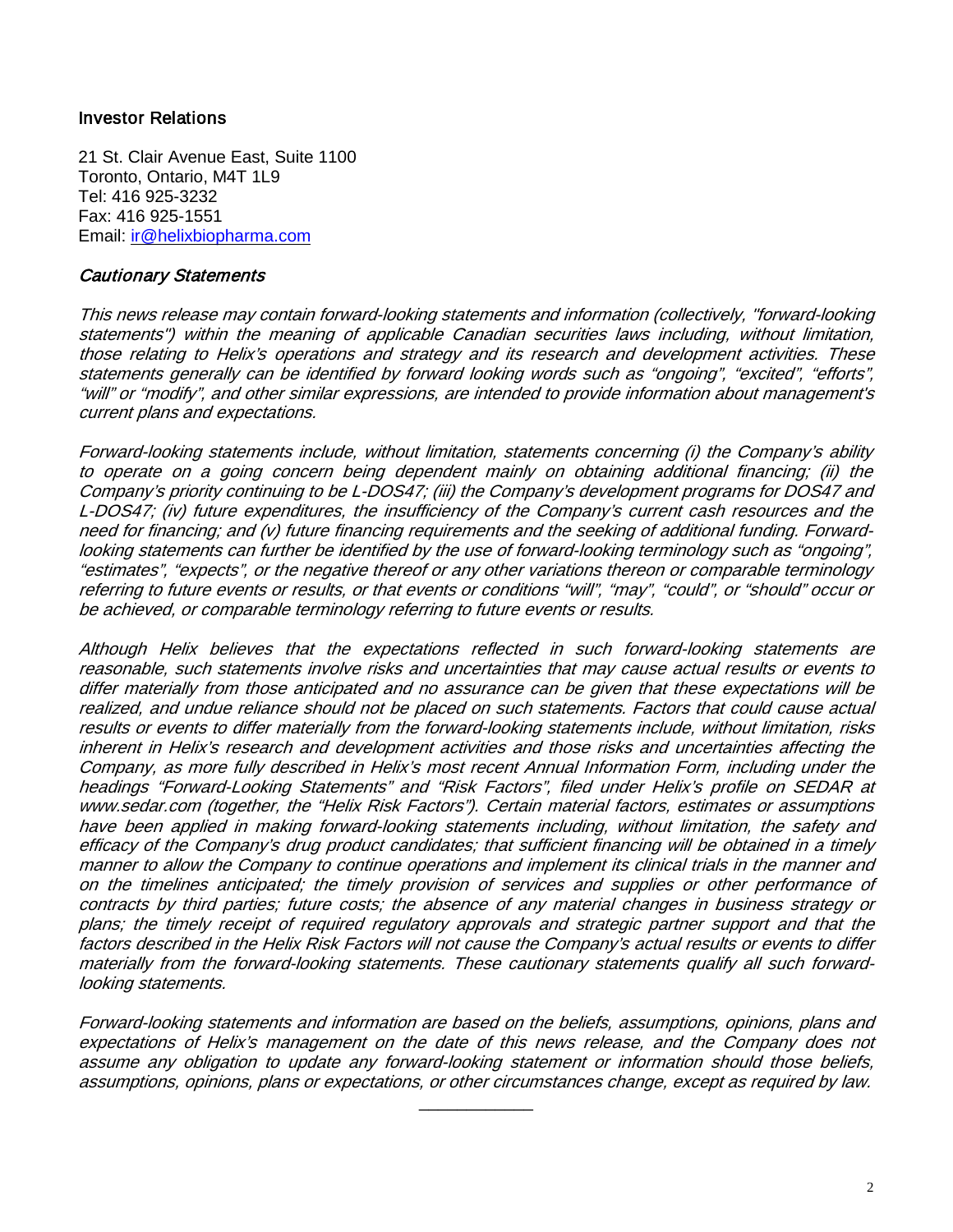## Investor Relations

21 St. Clair Avenue East, Suite 1100
Toronto, Ontario, M4T 1L9
Tel: 416 925-3232
Fax: 416 925-1551
Email: ir@helixbiopharma.com

### *Cautionary Statements*

*This news release may contain forward-looking statements and information (collectively, "forward-looking statements") within the meaning of applicable Canadian securities laws including, without limitation, those relating to Helix's operations and strategy and its research and development activities. These statements generally can be identified by forward looking words such as "ongoing", "excited", "efforts", "will" or "modify", and other similar expressions, are intended to provide information about management's current plans and expectations.*

*Forward-looking statements include, without limitation, statements concerning (i) the Company's ability to operate on a going concern being dependent mainly on obtaining additional financing; (ii) the Company's priority continuing to be L-DOS47; (iii) the Company's development programs for DOS47 and L-DOS47; (iv) future expenditures, the insufficiency of the Company's current cash resources and the need for financing; and (v) future financing requirements and the seeking of additional funding. Forward-looking statements can further be identified by the use of forward-looking terminology such as "ongoing", "estimates", "expects", or the negative thereof or any other variations thereon or comparable terminology referring to future events or results, or that events or conditions "will", "may", "could", or "should" occur or be achieved, or comparable terminology referring to future events or results.*

*Although Helix believes that the expectations reflected in such forward-looking statements are reasonable, such statements involve risks and uncertainties that may cause actual results or events to differ materially from those anticipated and no assurance can be given that these expectations will be realized, and undue reliance should not be placed on such statements. Factors that could cause actual results or events to differ materially from the forward-looking statements include, without limitation, risks inherent in Helix's research and development activities and those risks and uncertainties affecting the Company, as more fully described in Helix's most recent Annual Information Form, including under the headings "Forward-Looking Statements" and "Risk Factors", filed under Helix's profile on SEDAR at www.sedar.com (together, the "Helix Risk Factors"). Certain material factors, estimates or assumptions have been applied in making forward-looking statements including, without limitation, the safety and efficacy of the Company's drug product candidates; that sufficient financing will be obtained in a timely manner to allow the Company to continue operations and implement its clinical trials in the manner and on the timelines anticipated; the timely provision of services and supplies or other performance of contracts by third parties; future costs; the absence of any material changes in business strategy or plans; the timely receipt of required regulatory approvals and strategic partner support and that the factors described in the Helix Risk Factors will not cause the Company's actual results or events to differ materially from the forward-looking statements. These cautionary statements qualify all such forward-looking statements.*

*Forward-looking statements and information are based on the beliefs, assumptions, opinions, plans and expectations of Helix's management on the date of this news release, and the Company does not assume any obligation to update any forward-looking statement or information should those beliefs, assumptions, opinions, plans or expectations, or other circumstances change, except as required by law.*

---